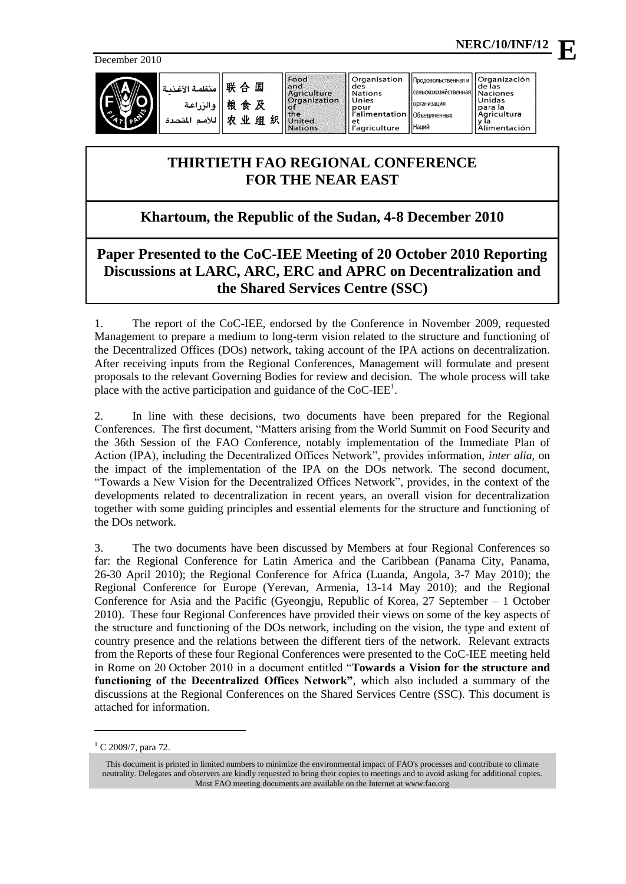December 2010

NERC/10/INF/12 **E**

منظمة الأغذية والزراعة للأمم المتحدة | 联合国粮食及农业组织 | Food and Agriculture Organization of the United Nations | Organisation des Nations Unies pour l'alimentation et l'agriculture | Продовольственная и сельскохозяйственная организация Объединенных Наций | Organización de las Naciones Unidas para la Agricultura y la Alimentación

# THIRTIETH FAO REGIONAL CONFERENCE FOR THE NEAR EAST

## Khartoum, the Republic of the Sudan, 4-8 December 2010

## Paper Presented to the CoC-IEE Meeting of 20 October 2010 Reporting Discussions at LARC, ARC, ERC and APRC on Decentralization and the Shared Services Centre (SSC)

1. The report of the CoC-IEE, endorsed by the Conference in November 2009, requested Management to prepare a medium to long-term vision related to the structure and functioning of the Decentralized Offices (DOs) network, taking account of the IPA actions on decentralization. After receiving inputs from the Regional Conferences, Management will formulate and present proposals to the relevant Governing Bodies for review and decision. The whole process will take place with the active participation and guidance of the CoC-IEE[1].

2. In line with these decisions, two documents have been prepared for the Regional Conferences. The first document, "Matters arising from the World Summit on Food Security and the 36th Session of the FAO Conference, notably implementation of the Immediate Plan of Action (IPA), including the Decentralized Offices Network", provides information, *inter alia*, on the impact of the implementation of the IPA on the DOs network. The second document, "Towards a New Vision for the Decentralized Offices Network", provides, in the context of the developments related to decentralization in recent years, an overall vision for decentralization together with some guiding principles and essential elements for the structure and functioning of the DOs network.

3. The two documents have been discussed by Members at four Regional Conferences so far: the Regional Conference for Latin America and the Caribbean (Panama City, Panama, 26-30 April 2010); the Regional Conference for Africa (Luanda, Angola, 3-7 May 2010); the Regional Conference for Europe (Yerevan, Armenia, 13-14 May 2010); and the Regional Conference for Asia and the Pacific (Gyeongju, Republic of Korea, 27 September – 1 October 2010). These four Regional Conferences have provided their views on some of the key aspects of the structure and functioning of the DOs network, including on the vision, the type and extent of country presence and the relations between the different tiers of the network. Relevant extracts from the Reports of these four Regional Conferences were presented to the CoC-IEE meeting held in Rome on 20 October 2010 in a document entitled "**Towards a Vision for the structure and functioning of the Decentralized Offices Network**", which also included a summary of the discussions at the Regional Conferences on the Shared Services Centre (SSC). This document is attached for information.

---

[1] C 2009/7, para 72.

This document is printed in limited numbers to minimize the environmental impact of FAO's processes and contribute to climate neutrality. Delegates and observers are kindly requested to bring their copies to meetings and to avoid asking for additional copies. Most FAO meeting documents are available on the Internet at www.fao.org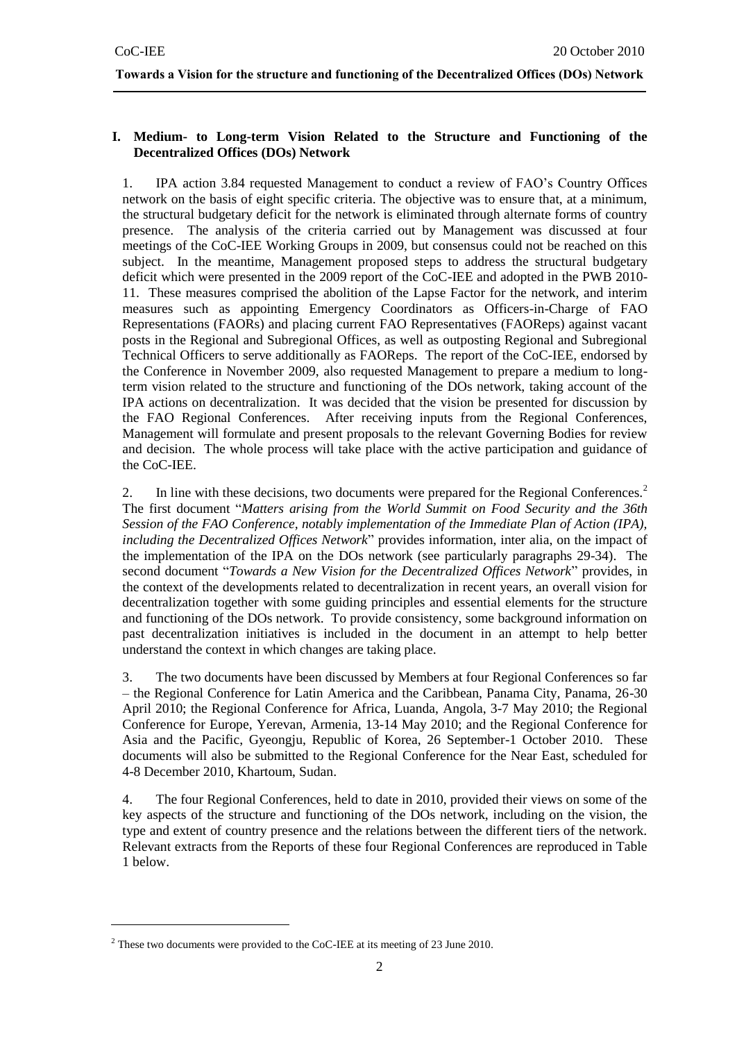## I. Medium- to Long-term Vision Related to the Structure and Functioning of the Decentralized Offices (DOs) Network

1. IPA action 3.84 requested Management to conduct a review of FAO's Country Offices network on the basis of eight specific criteria. The objective was to ensure that, at a minimum, the structural budgetary deficit for the network is eliminated through alternate forms of country presence. The analysis of the criteria carried out by Management was discussed at four meetings of the CoC-IEE Working Groups in 2009, but consensus could not be reached on this subject. In the meantime, Management proposed steps to address the structural budgetary deficit which were presented in the 2009 report of the CoC-IEE and adopted in the PWB 2010-11. These measures comprised the abolition of the Lapse Factor for the network, and interim measures such as appointing Emergency Coordinators as Officers-in-Charge of FAO Representations (FAORs) and placing current FAO Representatives (FAOReps) against vacant posts in the Regional and Subregional Offices, as well as outposting Regional and Subregional Technical Officers to serve additionally as FAOReps. The report of the CoC-IEE, endorsed by the Conference in November 2009, also requested Management to prepare a medium to long-term vision related to the structure and functioning of the DOs network, taking account of the IPA actions on decentralization. It was decided that the vision be presented for discussion by the FAO Regional Conferences. After receiving inputs from the Regional Conferences, Management will formulate and present proposals to the relevant Governing Bodies for review and decision. The whole process will take place with the active participation and guidance of the CoC-IEE.

2. In line with these decisions, two documents were prepared for the Regional Conferences.[2] The first document "*Matters arising from the World Summit on Food Security and the 36th Session of the FAO Conference, notably implementation of the Immediate Plan of Action (IPA), including the Decentralized Offices Network*" provides information, inter alia, on the impact of the implementation of the IPA on the DOs network (see particularly paragraphs 29-34). The second document "*Towards a New Vision for the Decentralized Offices Network*" provides, in the context of the developments related to decentralization in recent years, an overall vision for decentralization together with some guiding principles and essential elements for the structure and functioning of the DOs network. To provide consistency, some background information on past decentralization initiatives is included in the document in an attempt to help better understand the context in which changes are taking place.

3. The two documents have been discussed by Members at four Regional Conferences so far – the Regional Conference for Latin America and the Caribbean, Panama City, Panama, 26-30 April 2010; the Regional Conference for Africa, Luanda, Angola, 3-7 May 2010; the Regional Conference for Europe, Yerevan, Armenia, 13-14 May 2010; and the Regional Conference for Asia and the Pacific, Gyeongju, Republic of Korea, 26 September-1 October 2010. These documents will also be submitted to the Regional Conference for the Near East, scheduled for 4-8 December 2010, Khartoum, Sudan.

4. The four Regional Conferences, held to date in 2010, provided their views on some of the key aspects of the structure and functioning of the DOs network, including on the vision, the type and extent of country presence and the relations between the different tiers of the network. Relevant extracts from the Reports of these four Regional Conferences are reproduced in Table 1 below.

[2] These two documents were provided to the CoC-IEE at its meeting of 23 June 2010.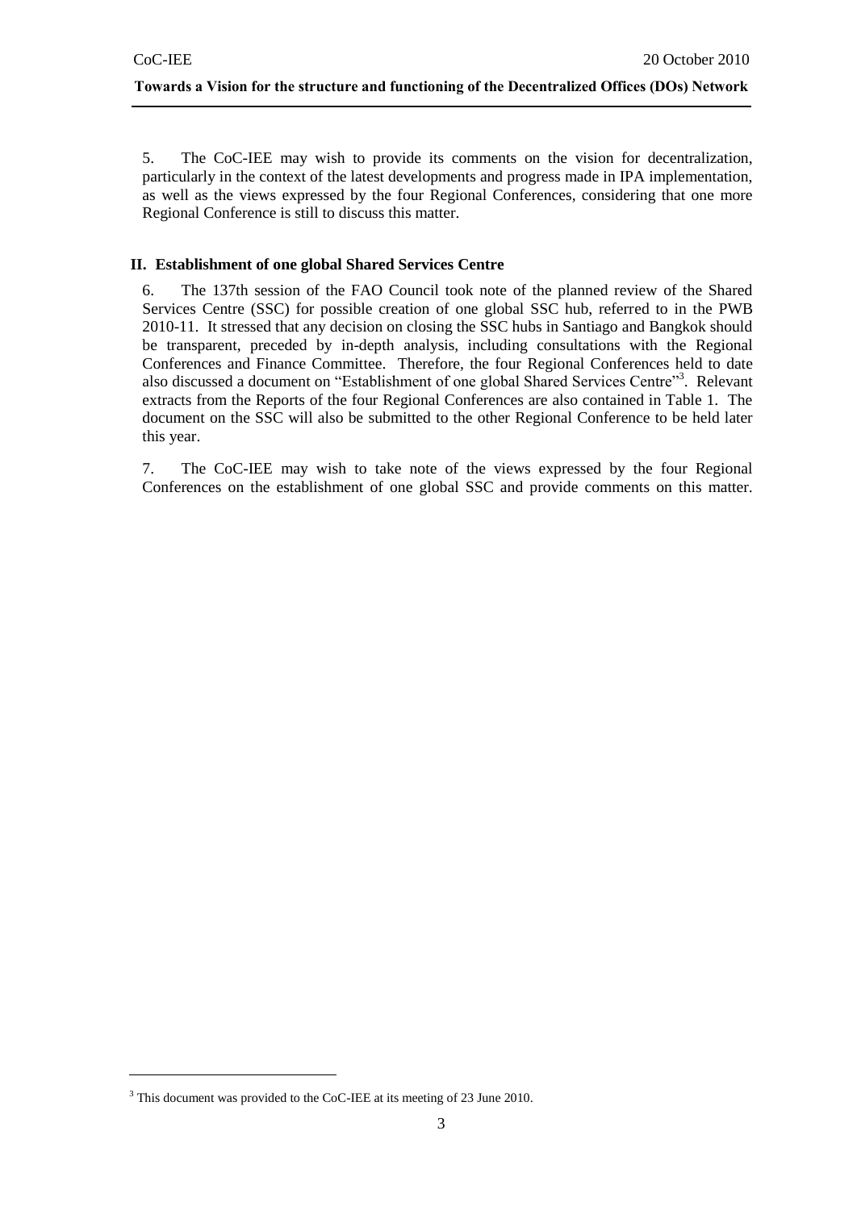5. The CoC-IEE may wish to provide its comments on the vision for decentralization, particularly in the context of the latest developments and progress made in IPA implementation, as well as the views expressed by the four Regional Conferences, considering that one more Regional Conference is still to discuss this matter.

## II. Establishment of one global Shared Services Centre

6. The 137th session of the FAO Council took note of the planned review of the Shared Services Centre (SSC) for possible creation of one global SSC hub, referred to in the PWB 2010-11. It stressed that any decision on closing the SSC hubs in Santiago and Bangkok should be transparent, preceded by in-depth analysis, including consultations with the Regional Conferences and Finance Committee. Therefore, the four Regional Conferences held to date also discussed a document on "Establishment of one global Shared Services Centre"[3]. Relevant extracts from the Reports of the four Regional Conferences are also contained in Table 1. The document on the SSC will also be submitted to the other Regional Conference to be held later this year.

7. The CoC-IEE may wish to take note of the views expressed by the four Regional Conferences on the establishment of one global SSC and provide comments on this matter.

[3] This document was provided to the CoC-IEE at its meeting of 23 June 2010.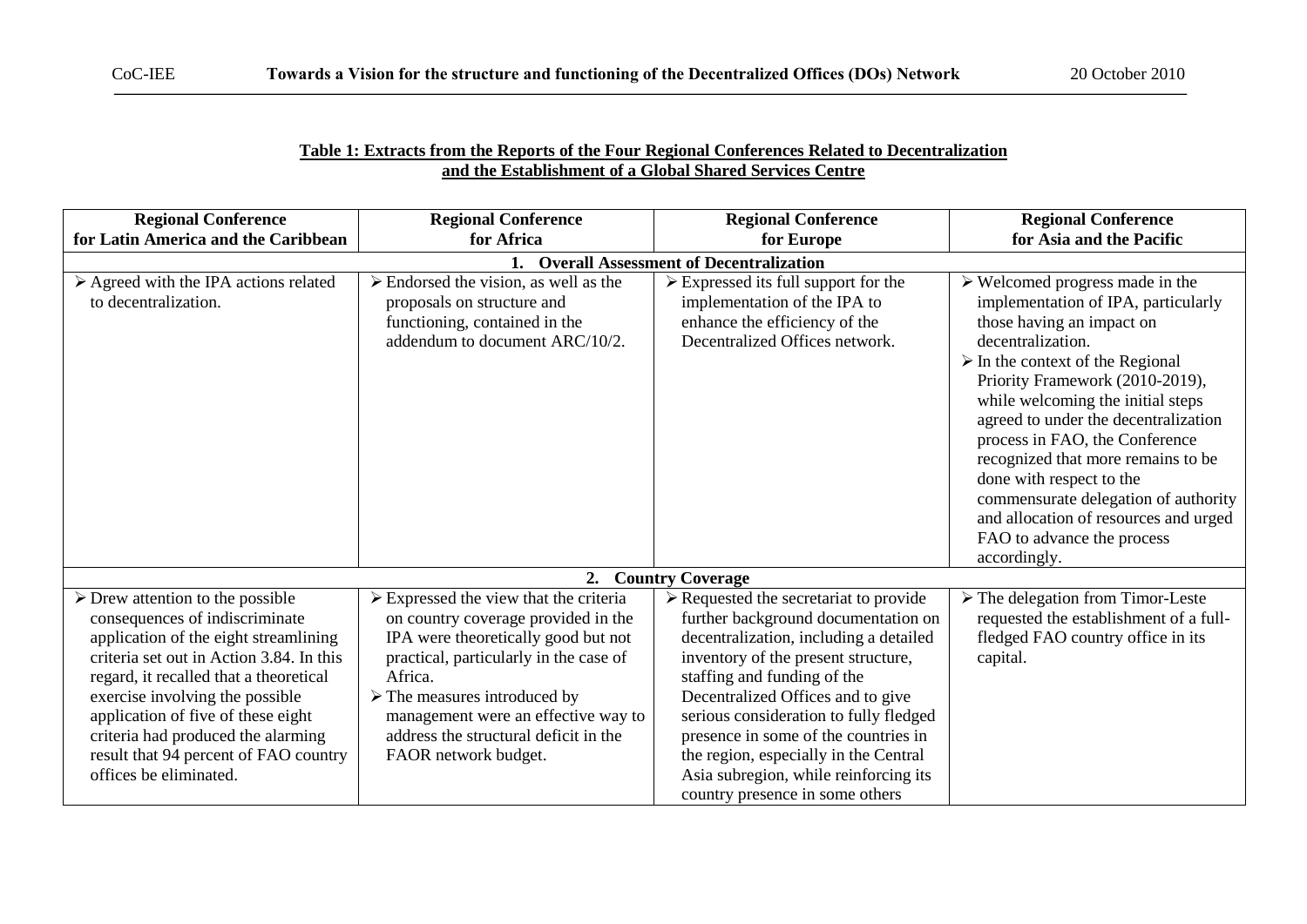**Table 1: Extracts from the Reports of the Four Regional Conferences Related to Decentralization and the Establishment of a Global Shared Services Centre**

| Regional Conference for Latin America and the Caribbean | Regional Conference for Africa | Regional Conference for Europe | Regional Conference for Asia and the Pacific |
|---|---|---|---|
| **1. Overall Assessment of Decentralization** | | | |
| ➢ Agreed with the IPA actions related to decentralization. | ➢ Endorsed the vision, as well as the proposals on structure and functioning, contained in the addendum to document ARC/10/2. | ➢ Expressed its full support for the implementation of the IPA to enhance the efficiency of the Decentralized Offices network. | ➢ Welcomed progress made in the implementation of IPA, particularly those having an impact on decentralization.<br>➢ In the context of the Regional Priority Framework (2010-2019), while welcoming the initial steps agreed to under the decentralization process in FAO, the Conference recognized that more remains to be done with respect to the commensurate delegation of authority and allocation of resources and urged FAO to advance the process accordingly. |
| **2. Country Coverage** | | | |
| ➢ Drew attention to the possible consequences of indiscriminate application of the eight streamlining criteria set out in Action 3.84. In this regard, it recalled that a theoretical exercise involving the possible application of five of these eight criteria had produced the alarming result that 94 percent of FAO country offices be eliminated. | ➢ Expressed the view that the criteria on country coverage provided in the IPA were theoretically good but not practical, particularly in the case of Africa.<br>➢ The measures introduced by management were an effective way to address the structural deficit in the FAOR network budget. | ➢ Requested the secretariat to provide further background documentation on decentralization, including a detailed inventory of the present structure, staffing and funding of the Decentralized Offices and to give serious consideration to fully fledged presence in some of the countries in the region, especially in the Central Asia subregion, while reinforcing its country presence in some others | ➢ The delegation from Timor-Leste requested the establishment of a full-fledged FAO country office in its capital. |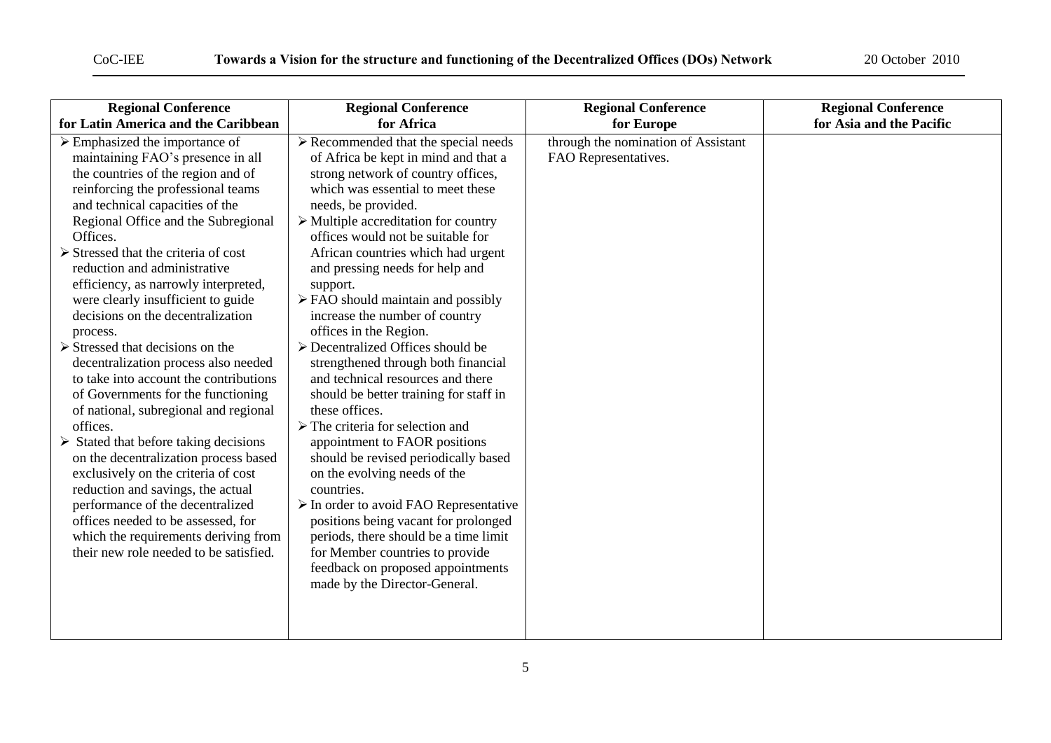| Regional Conference for Latin America and the Caribbean | Regional Conference for Africa | Regional Conference for Europe | Regional Conference for Asia and the Pacific |
|---|---|---|---|
| ➢ Emphasized the importance of maintaining FAO's presence in all the countries of the region and of reinforcing the professional teams and technical capacities of the Regional Office and the Subregional Offices.<br>➢ Stressed that the criteria of cost reduction and administrative efficiency, as narrowly interpreted, were clearly insufficient to guide decisions on the decentralization process.<br>➢ Stressed that decisions on the decentralization process also needed to take into account the contributions of Governments for the functioning of national, subregional and regional offices.<br>➢ Stated that before taking decisions on the decentralization process based exclusively on the criteria of cost reduction and savings, the actual performance of the decentralized offices needed to be assessed, for which the requirements deriving from their new role needed to be satisfied. | ➢ Recommended that the special needs of Africa be kept in mind and that a strong network of country offices, which was essential to meet these needs, be provided.<br>➢ Multiple accreditation for country offices would not be suitable for African countries which had urgent and pressing needs for help and support.<br>➢ FAO should maintain and possibly increase the number of country offices in the Region.<br>➢ Decentralized Offices should be strengthened through both financial and technical resources and there should be better training for staff in these offices.<br>➢ The criteria for selection and appointment to FAOR positions should be revised periodically based on the evolving needs of the countries.<br>➢ In order to avoid FAO Representative positions being vacant for prolonged periods, there should be a time limit for Member countries to provide feedback on proposed appointments made by the Director-General. | through the nomination of Assistant FAO Representatives. | |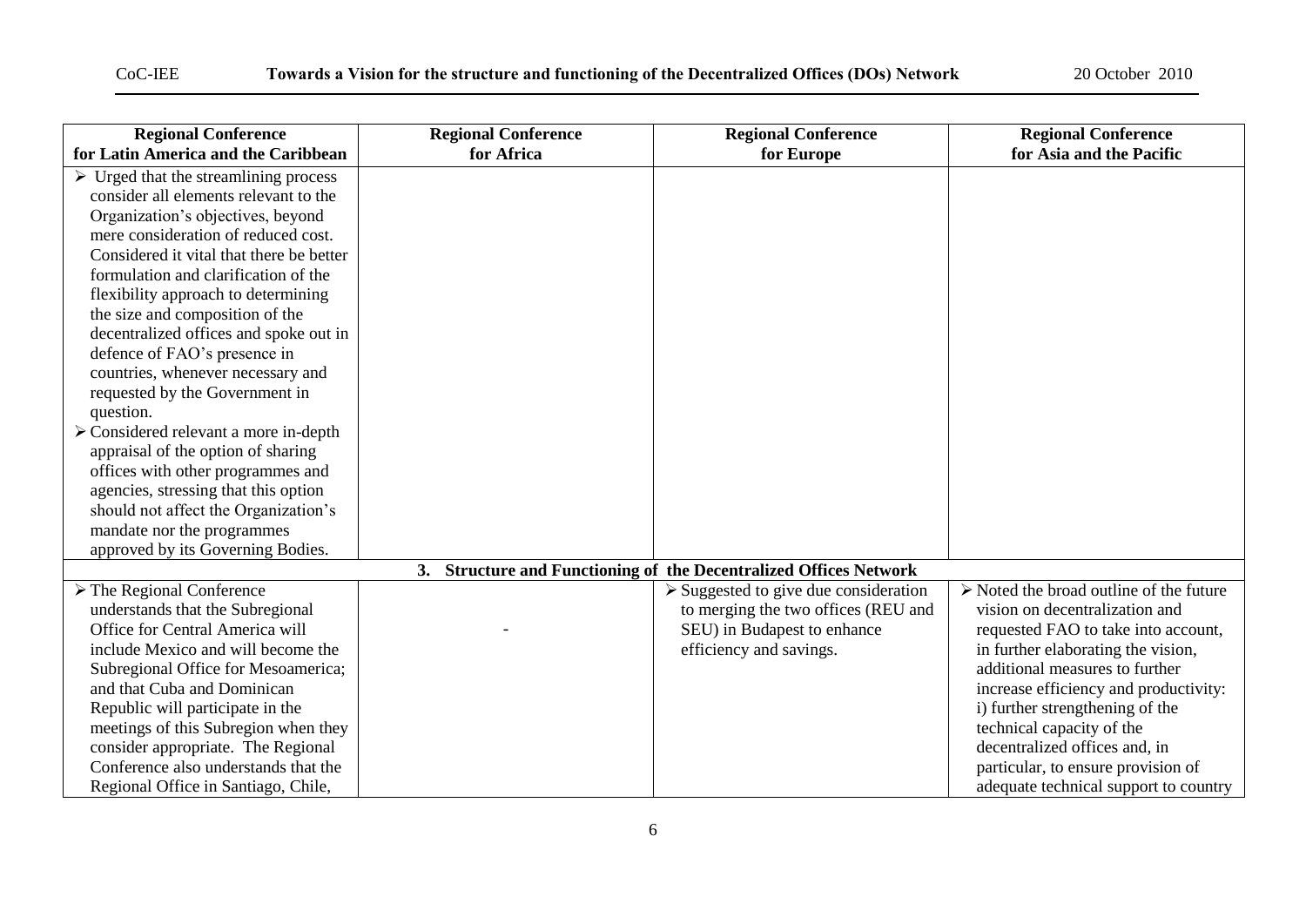| Regional Conference for Latin America and the Caribbean | Regional Conference for Africa | Regional Conference for Europe | Regional Conference for Asia and the Pacific |
|---|---|---|---|
| ➢ Urged that the streamlining process consider all elements relevant to the Organization's objectives, beyond mere consideration of reduced cost. Considered it vital that there be better formulation and clarification of the flexibility approach to determining the size and composition of the decentralized offices and spoke out in defence of FAO's presence in countries, whenever necessary and requested by the Government in question.<br>➢ Considered relevant a more in-depth appraisal of the option of sharing offices with other programmes and agencies, stressing that this option should not affect the Organization's mandate nor the programmes approved by its Governing Bodies. | | | |
| **3. Structure and Functioning of the Decentralized Offices Network** | | | |
| ➢ The Regional Conference understands that the Subregional Office for Central America will include Mexico and will become the Subregional Office for Mesoamerica; and that Cuba and Dominican Republic will participate in the meetings of this Subregion when they consider appropriate. The Regional Conference also understands that the Regional Office in Santiago, Chile, | - | ➢ Suggested to give due consideration to merging the two offices (REU and SEU) in Budapest to enhance efficiency and savings. | ➢ Noted the broad outline of the future vision on decentralization and requested FAO to take into account, in further elaborating the vision, additional measures to further increase efficiency and productivity: i) further strengthening of the technical capacity of the decentralized offices and, in particular, to ensure provision of adequate technical support to country |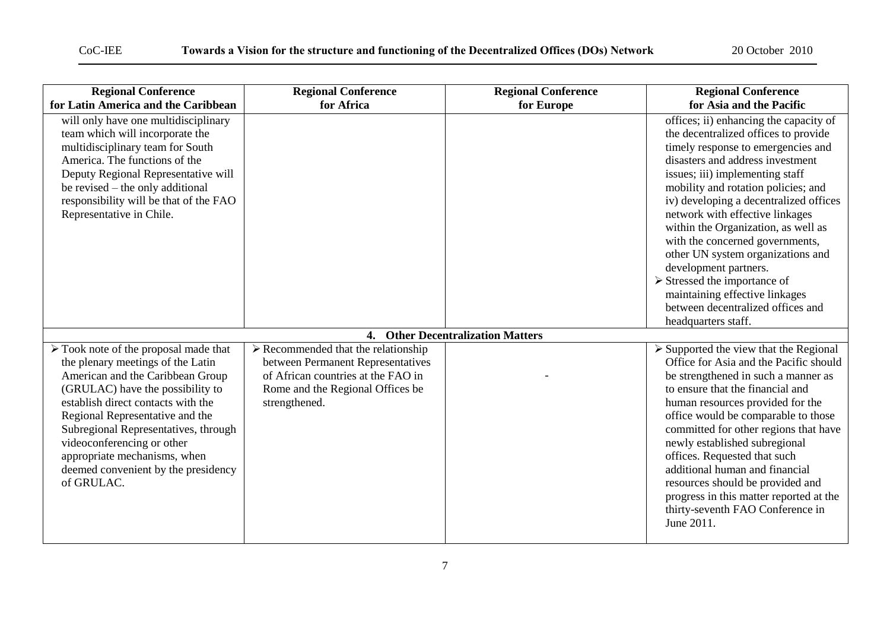| Regional Conference for Latin America and the Caribbean | Regional Conference for Africa | Regional Conference for Europe | Regional Conference for Asia and the Pacific |
|---|---|---|---|
| will only have one multidisciplinary team which will incorporate the multidisciplinary team for South America. The functions of the Deputy Regional Representative will be revised – the only additional responsibility will be that of the FAO Representative in Chile. | | | offices; ii) enhancing the capacity of the decentralized offices to provide timely response to emergencies and disasters and address investment issues; iii) implementing staff mobility and rotation policies; and iv) developing a decentralized offices network with effective linkages within the Organization, as well as with the concerned governments, other UN system organizations and development partners.<br>➢ Stressed the importance of maintaining effective linkages between decentralized offices and headquarters staff. |
| **4. Other Decentralization Matters** | | | |
| ➢ Took note of the proposal made that the plenary meetings of the Latin American and the Caribbean Group (GRULAC) have the possibility to establish direct contacts with the Regional Representative and the Subregional Representatives, through videoconferencing or other appropriate mechanisms, when deemed convenient by the presidency of GRULAC. | ➢ Recommended that the relationship between Permanent Representatives of African countries at the FAO in Rome and the Regional Offices be strengthened. | - | ➢ Supported the view that the Regional Office for Asia and the Pacific should be strengthened in such a manner as to ensure that the financial and human resources provided for the office would be comparable to those committed for other regions that have newly established subregional offices. Requested that such additional human and financial resources should be provided and progress in this matter reported at the thirty-seventh FAO Conference in June 2011. |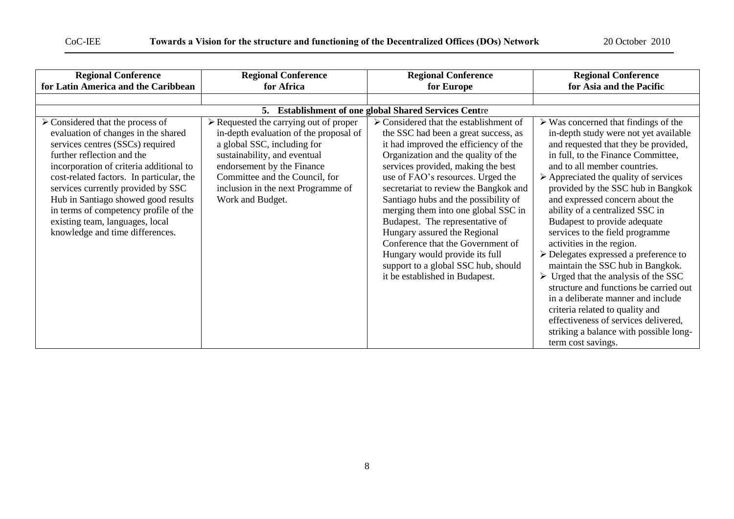| Regional Conference for Latin America and the Caribbean | Regional Conference for Africa | Regional Conference for Europe | Regional Conference for Asia and the Pacific |
|---|---|---|---|
| | | | |
| **5. Establishment of one global Shared Services Centre** | | | |
| ➢ Considered that the process of evaluation of changes in the shared services centres (SSCs) required further reflection and the incorporation of criteria additional to cost-related factors. In particular, the services currently provided by SSC Hub in Santiago showed good results in terms of competency profile of the existing team, languages, local knowledge and time differences. | ➢ Requested the carrying out of proper in-depth evaluation of the proposal of a global SSC, including for sustainability, and eventual endorsement by the Finance Committee and the Council, for inclusion in the next Programme of Work and Budget. | ➢ Considered that the establishment of the SSC had been a great success, as it had improved the efficiency of the Organization and the quality of the services provided, making the best use of FAO's resources. Urged the secretariat to review the Bangkok and Santiago hubs and the possibility of merging them into one global SSC in Budapest. The representative of Hungary assured the Regional Conference that the Government of Hungary would provide its full support to a global SSC hub, should it be established in Budapest. | ➢ Was concerned that findings of the in-depth study were not yet available and requested that they be provided, in full, to the Finance Committee, and to all member countries.<br>➢ Appreciated the quality of services provided by the SSC hub in Bangkok and expressed concern about the ability of a centralized SSC in Budapest to provide adequate services to the field programme activities in the region.<br>➢ Delegates expressed a preference to maintain the SSC hub in Bangkok.<br>➢ Urged that the analysis of the SSC structure and functions be carried out in a deliberate manner and include criteria related to quality and effectiveness of services delivered, striking a balance with possible long-term cost savings. |